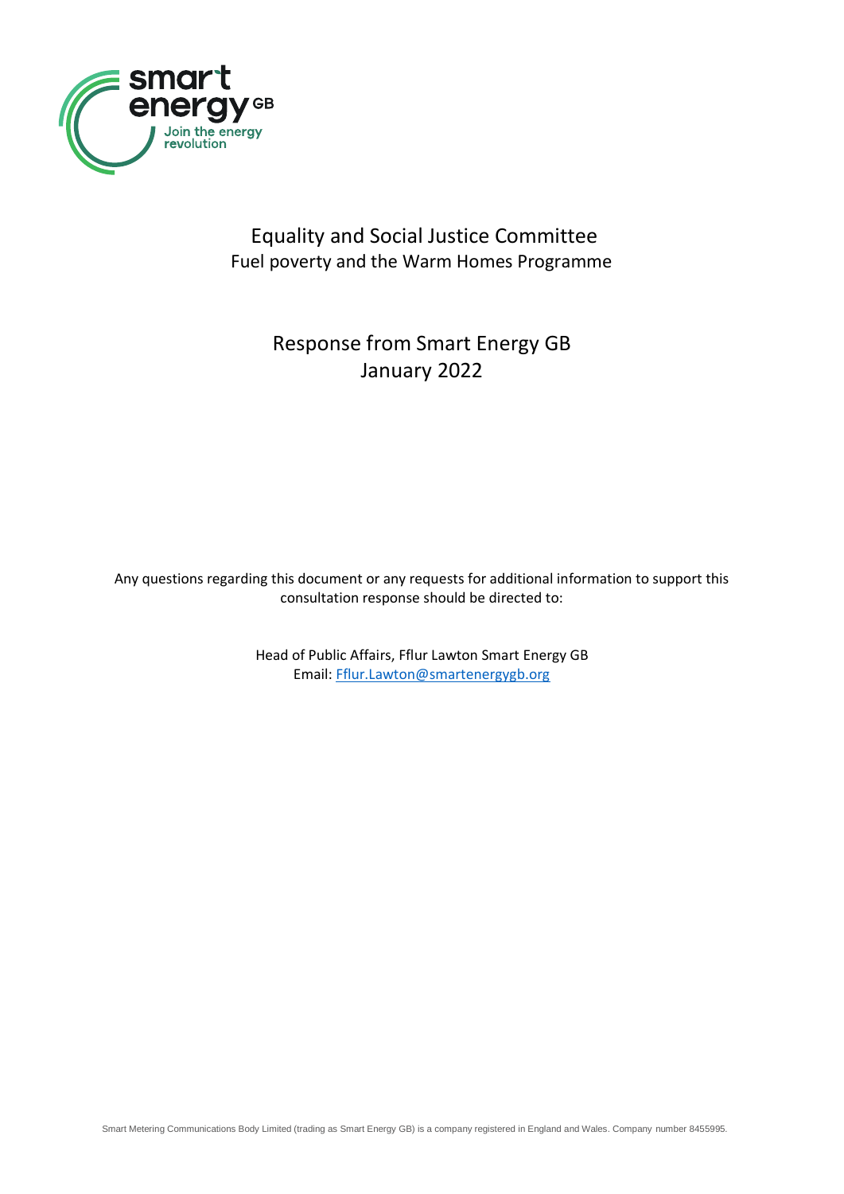# Equality and Social Justice Committee

## Fuel poverty and the Warm Homes Programme

## Response from Smart Energy GB

## January 2022

Any questions regarding this document or any requests for additional information to support this consultation response should be directed to:

Head of Public Affairs, Fflur Lawton Smart Energy GB
Email: Fflur.Lawton@smartenergygb.org

Smart Metering Communications Body Limited (trading as Smart Energy GB) is a company registered in England and Wales. Company number 8455995.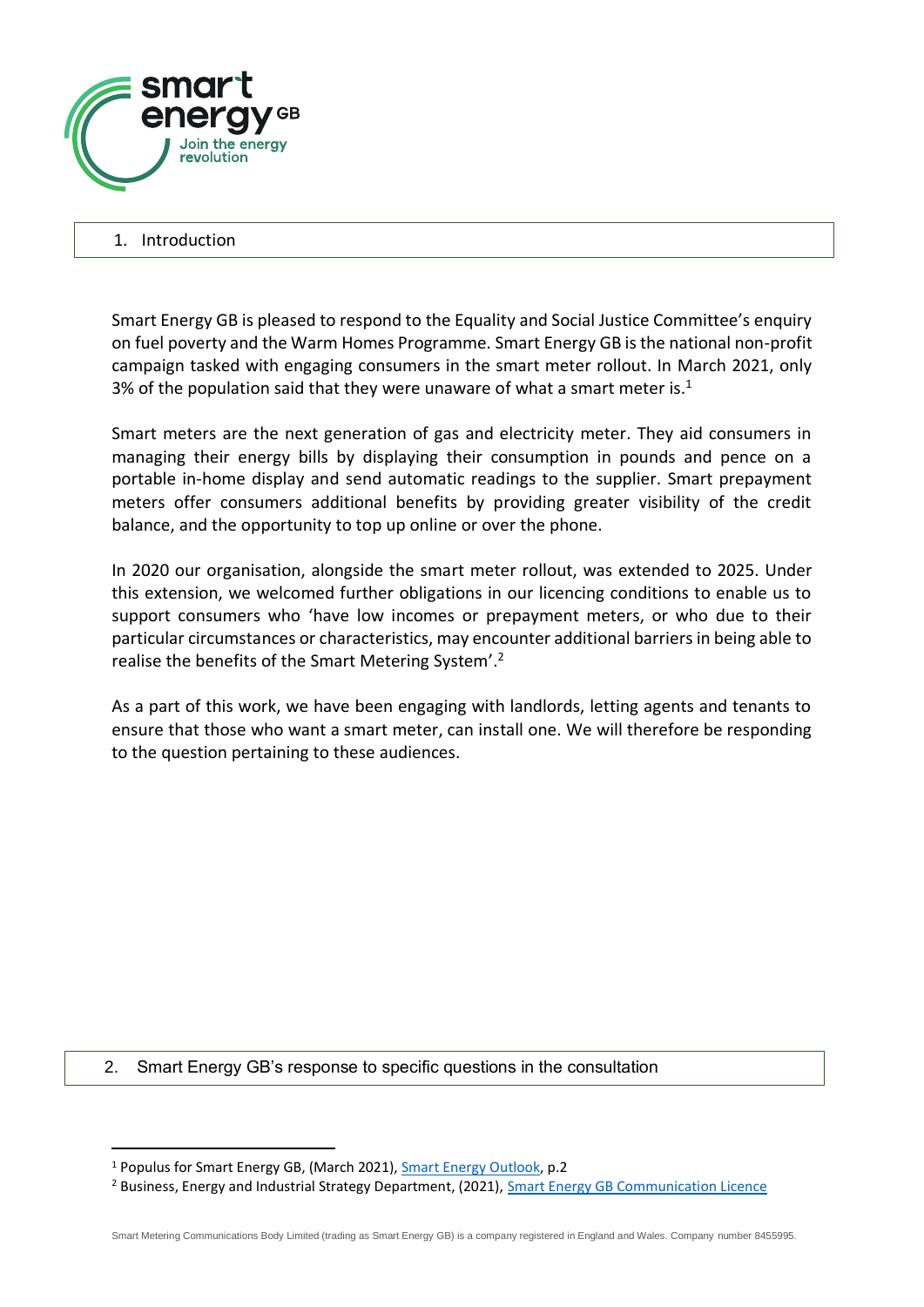## 1. Introduction

Smart Energy GB is pleased to respond to the Equality and Social Justice Committee's enquiry on fuel poverty and the Warm Homes Programme. Smart Energy GB is the national non-profit campaign tasked with engaging consumers in the smart meter rollout. In March 2021, only 3% of the population said that they were unaware of what a smart meter is.[1]

Smart meters are the next generation of gas and electricity meter. They aid consumers in managing their energy bills by displaying their consumption in pounds and pence on a portable in-home display and send automatic readings to the supplier. Smart prepayment meters offer consumers additional benefits by providing greater visibility of the credit balance, and the opportunity to top up online or over the phone.

In 2020 our organisation, alongside the smart meter rollout, was extended to 2025. Under this extension, we welcomed further obligations in our licencing conditions to enable us to support consumers who 'have low incomes or prepayment meters, or who due to their particular circumstances or characteristics, may encounter additional barriers in being able to realise the benefits of the Smart Metering System'.[2]

As a part of this work, we have been engaging with landlords, letting agents and tenants to ensure that those who want a smart meter, can install one. We will therefore be responding to the question pertaining to these audiences.

## 2. Smart Energy GB's response to specific questions in the consultation

---

[1] Populus for Smart Energy GB, (March 2021), Smart Energy Outlook, p.2

[2] Business, Energy and Industrial Strategy Department, (2021), Smart Energy GB Communication Licence

Smart Metering Communications Body Limited (trading as Smart Energy GB) is a company registered in England and Wales. Company number 8455995.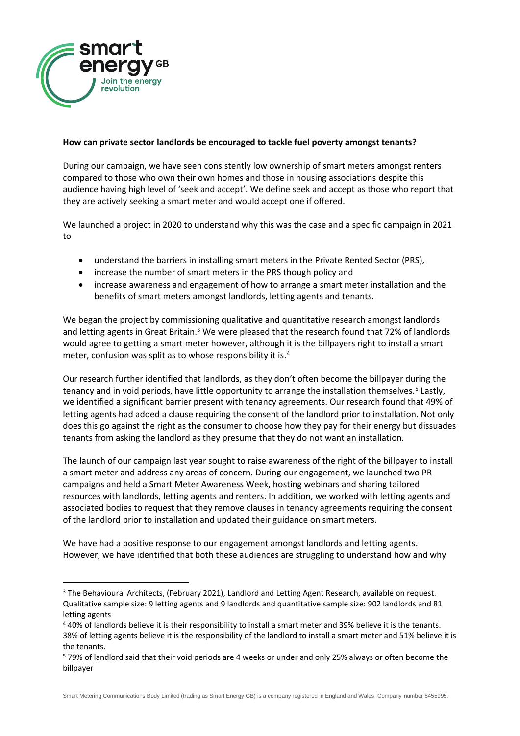**How can private sector landlords be encouraged to tackle fuel poverty amongst tenants?**

During our campaign, we have seen consistently low ownership of smart meters amongst renters compared to those who own their own homes and those in housing associations despite this audience having high level of 'seek and accept'. We define seek and accept as those who report that they are actively seeking a smart meter and would accept one if offered.

We launched a project in 2020 to understand why this was the case and a specific campaign in 2021 to

- understand the barriers in installing smart meters in the Private Rented Sector (PRS),
- increase the number of smart meters in the PRS though policy and
- increase awareness and engagement of how to arrange a smart meter installation and the benefits of smart meters amongst landlords, letting agents and tenants.

We began the project by commissioning qualitative and quantitative research amongst landlords and letting agents in Great Britain.[3] We were pleased that the research found that 72% of landlords would agree to getting a smart meter however, although it is the billpayers right to install a smart meter, confusion was split as to whose responsibility it is.[4]

Our research further identified that landlords, as they don't often become the billpayer during the tenancy and in void periods, have little opportunity to arrange the installation themselves.[5] Lastly, we identified a significant barrier present with tenancy agreements. Our research found that 49% of letting agents had added a clause requiring the consent of the landlord prior to installation. Not only does this go against the right as the consumer to choose how they pay for their energy but dissuades tenants from asking the landlord as they presume that they do not want an installation.

The launch of our campaign last year sought to raise awareness of the right of the billpayer to install a smart meter and address any areas of concern. During our engagement, we launched two PR campaigns and held a Smart Meter Awareness Week, hosting webinars and sharing tailored resources with landlords, letting agents and renters. In addition, we worked with letting agents and associated bodies to request that they remove clauses in tenancy agreements requiring the consent of the landlord prior to installation and updated their guidance on smart meters.

We have had a positive response to our engagement amongst landlords and letting agents. However, we have identified that both these audiences are struggling to understand how and why

---

[3] The Behavioural Architects, (February 2021), Landlord and Letting Agent Research, available on request. Qualitative sample size: 9 letting agents and 9 landlords and quantitative sample size: 902 landlords and 81 letting agents

[4] 40% of landlords believe it is their responsibility to install a smart meter and 39% believe it is the tenants. 38% of letting agents believe it is the responsibility of the landlord to install a smart meter and 51% believe it is the tenants.

[5] 79% of landlord said that their void periods are 4 weeks or under and only 25% always or often become the billpayer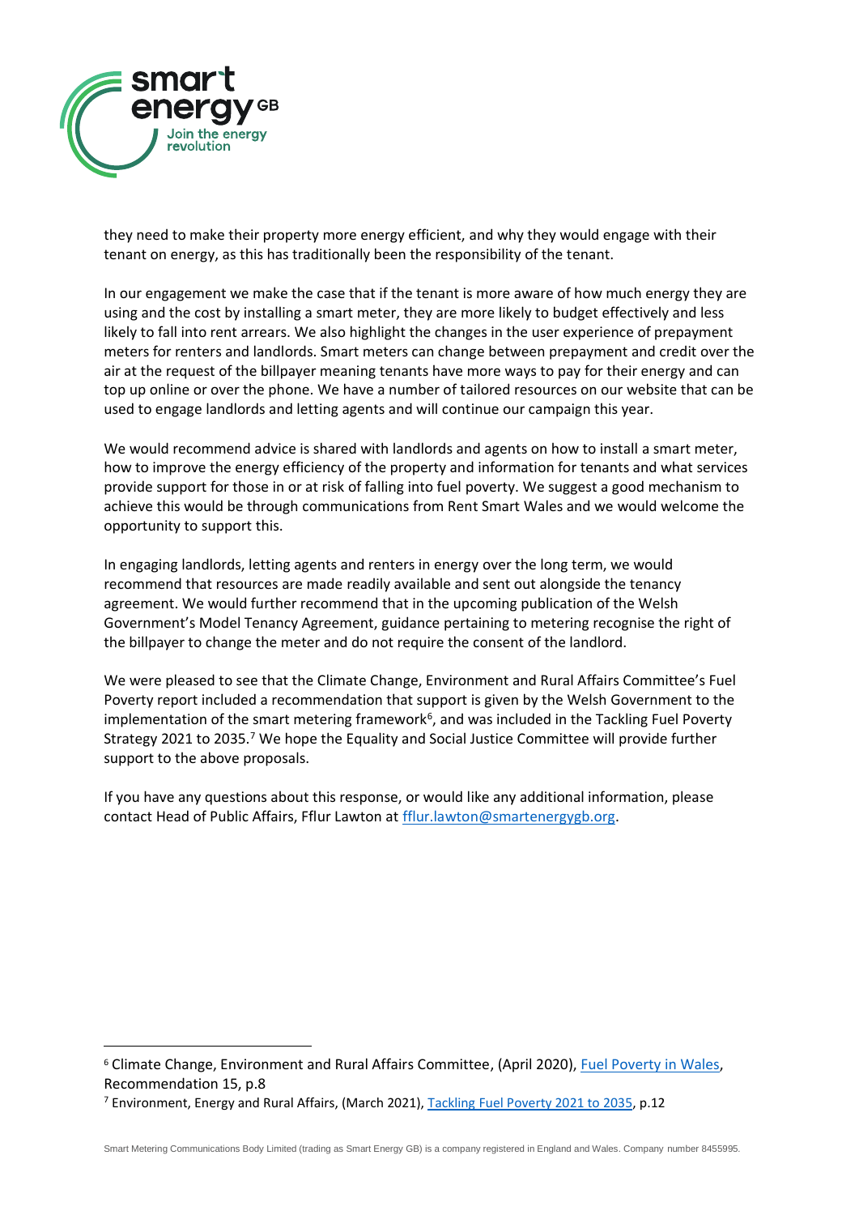they need to make their property more energy efficient, and why they would engage with their tenant on energy, as this has traditionally been the responsibility of the tenant.

In our engagement we make the case that if the tenant is more aware of how much energy they are using and the cost by installing a smart meter, they are more likely to budget effectively and less likely to fall into rent arrears. We also highlight the changes in the user experience of prepayment meters for renters and landlords. Smart meters can change between prepayment and credit over the air at the request of the billpayer meaning tenants have more ways to pay for their energy and can top up online or over the phone. We have a number of tailored resources on our website that can be used to engage landlords and letting agents and will continue our campaign this year.

We would recommend advice is shared with landlords and agents on how to install a smart meter, how to improve the energy efficiency of the property and information for tenants and what services provide support for those in or at risk of falling into fuel poverty. We suggest a good mechanism to achieve this would be through communications from Rent Smart Wales and we would welcome the opportunity to support this.

In engaging landlords, letting agents and renters in energy over the long term, we would recommend that resources are made readily available and sent out alongside the tenancy agreement. We would further recommend that in the upcoming publication of the Welsh Government's Model Tenancy Agreement, guidance pertaining to metering recognise the right of the billpayer to change the meter and do not require the consent of the landlord.

We were pleased to see that the Climate Change, Environment and Rural Affairs Committee's Fuel Poverty report included a recommendation that support is given by the Welsh Government to the implementation of the smart metering framework[6], and was included in the Tackling Fuel Poverty Strategy 2021 to 2035.[7] We hope the Equality and Social Justice Committee will provide further support to the above proposals.

If you have any questions about this response, or would like any additional information, please contact Head of Public Affairs, Fflur Lawton at fflur.lawton@smartenergygb.org.

---

[6] Climate Change, Environment and Rural Affairs Committee, (April 2020), Fuel Poverty in Wales, Recommendation 15, p.8

[7] Environment, Energy and Rural Affairs, (March 2021), Tackling Fuel Poverty 2021 to 2035, p.12

Smart Metering Communications Body Limited (trading as Smart Energy GB) is a company registered in England and Wales. Company number 8455995.